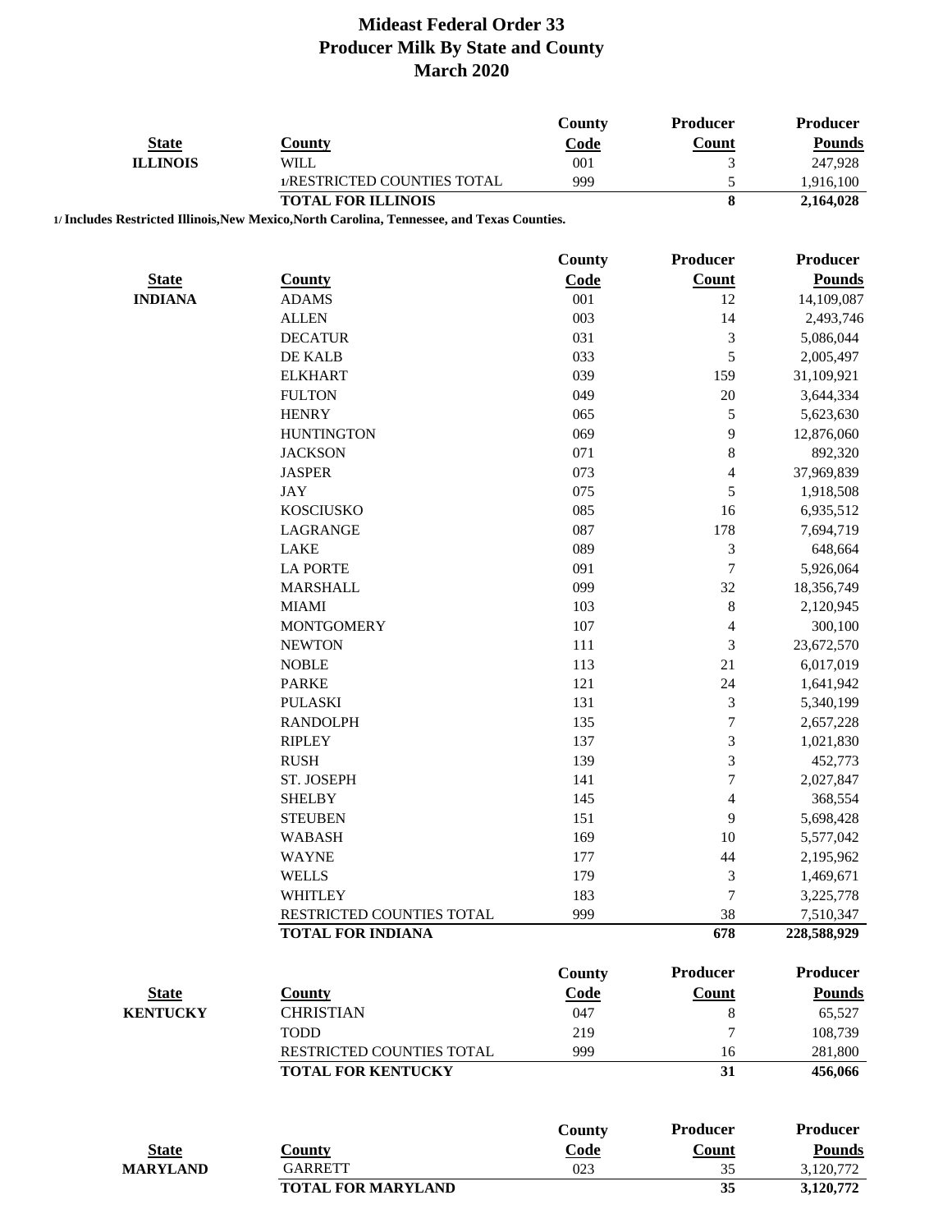# Mideast Federal Order 33
## Producer Milk By State and County
## March 2020

| State | County | County Code | Producer Count | Producer Pounds |
|---|---|---|---|---|
| ILLINOIS | WILL | 001 | 3 | 247,928 |
| | 1/RESTRICTED COUNTIES TOTAL | 999 | 5 | 1,916,100 |
| | **TOTAL FOR ILLINOIS** | | **8** | **2,164,028** |

**1/ Includes Restricted Illinois,New Mexico,North Carolina, Tennessee, and Texas Counties.**

| State | County | County Code | Producer Count | Producer Pounds |
|---|---|---|---|---|
| INDIANA | ADAMS | 001 | 12 | 14,109,087 |
| | ALLEN | 003 | 14 | 2,493,746 |
| | DECATUR | 031 | 3 | 5,086,044 |
| | DE KALB | 033 | 5 | 2,005,497 |
| | ELKHART | 039 | 159 | 31,109,921 |
| | FULTON | 049 | 20 | 3,644,334 |
| | HENRY | 065 | 5 | 5,623,630 |
| | HUNTINGTON | 069 | 9 | 12,876,060 |
| | JACKSON | 071 | 8 | 892,320 |
| | JASPER | 073 | 4 | 37,969,839 |
| | JAY | 075 | 5 | 1,918,508 |
| | KOSCIUSKO | 085 | 16 | 6,935,512 |
| | LAGRANGE | 087 | 178 | 7,694,719 |
| | LAKE | 089 | 3 | 648,664 |
| | LA PORTE | 091 | 7 | 5,926,064 |
| | MARSHALL | 099 | 32 | 18,356,749 |
| | MIAMI | 103 | 8 | 2,120,945 |
| | MONTGOMERY | 107 | 4 | 300,100 |
| | NEWTON | 111 | 3 | 23,672,570 |
| | NOBLE | 113 | 21 | 6,017,019 |
| | PARKE | 121 | 24 | 1,641,942 |
| | PULASKI | 131 | 3 | 5,340,199 |
| | RANDOLPH | 135 | 7 | 2,657,228 |
| | RIPLEY | 137 | 3 | 1,021,830 |
| | RUSH | 139 | 3 | 452,773 |
| | ST. JOSEPH | 141 | 7 | 2,027,847 |
| | SHELBY | 145 | 4 | 368,554 |
| | STEUBEN | 151 | 9 | 5,698,428 |
| | WABASH | 169 | 10 | 5,577,042 |
| | WAYNE | 177 | 44 | 2,195,962 |
| | WELLS | 179 | 3 | 1,469,671 |
| | WHITLEY | 183 | 7 | 3,225,778 |
| | RESTRICTED COUNTIES TOTAL | 999 | 38 | 7,510,347 |
| | **TOTAL FOR INDIANA** | | **678** | **228,588,929** |

| State | County | County Code | Producer Count | Producer Pounds |
|---|---|---|---|---|
| KENTUCKY | CHRISTIAN | 047 | 8 | 65,527 |
| | TODD | 219 | 7 | 108,739 |
| | RESTRICTED COUNTIES TOTAL | 999 | 16 | 281,800 |
| | **TOTAL FOR KENTUCKY** | | **31** | **456,066** |

| State | County | County Code | Producer Count | Producer Pounds |
|---|---|---|---|---|
| MARYLAND | GARRETT | 023 | 35 | 3,120,772 |
| | **TOTAL FOR MARYLAND** | | **35** | **3,120,772** |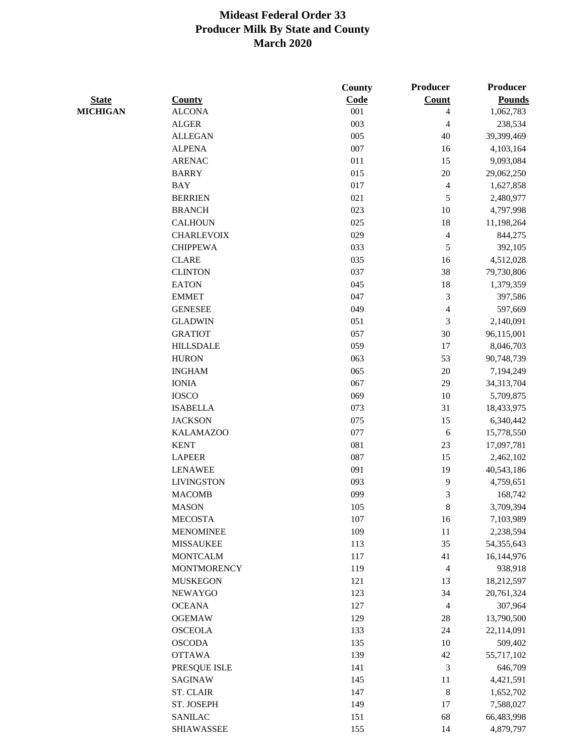# Mideast Federal Order 33
## Producer Milk By State and County
## March 2020

| State | County | County Code | Producer Count | Producer Pounds |
|---|---|---|---|---|
| **MICHIGAN** | ALCONA | 001 | 4 | 1,062,783 |
| | ALGER | 003 | 4 | 238,534 |
| | ALLEGAN | 005 | 40 | 39,399,469 |
| | ALPENA | 007 | 16 | 4,103,164 |
| | ARENAC | 011 | 15 | 9,093,084 |
| | BARRY | 015 | 20 | 29,062,250 |
| | BAY | 017 | 4 | 1,627,858 |
| | BERRIEN | 021 | 5 | 2,480,977 |
| | BRANCH | 023 | 10 | 4,797,998 |
| | CALHOUN | 025 | 18 | 11,198,264 |
| | CHARLEVOIX | 029 | 4 | 844,275 |
| | CHIPPEWA | 033 | 5 | 392,105 |
| | CLARE | 035 | 16 | 4,512,028 |
| | CLINTON | 037 | 38 | 79,730,806 |
| | EATON | 045 | 18 | 1,379,359 |
| | EMMET | 047 | 3 | 397,586 |
| | GENESEE | 049 | 4 | 597,669 |
| | GLADWIN | 051 | 3 | 2,140,091 |
| | GRATIOT | 057 | 30 | 96,115,001 |
| | HILLSDALE | 059 | 17 | 8,046,703 |
| | HURON | 063 | 53 | 90,748,739 |
| | INGHAM | 065 | 20 | 7,194,249 |
| | IONIA | 067 | 29 | 34,313,704 |
| | IOSCO | 069 | 10 | 5,709,875 |
| | ISABELLA | 073 | 31 | 18,433,975 |
| | JACKSON | 075 | 15 | 6,340,442 |
| | KALAMAZOO | 077 | 6 | 15,778,550 |
| | KENT | 081 | 23 | 17,097,781 |
| | LAPEER | 087 | 15 | 2,462,102 |
| | LENAWEE | 091 | 19 | 40,543,186 |
| | LIVINGSTON | 093 | 9 | 4,759,651 |
| | MACOMB | 099 | 3 | 168,742 |
| | MASON | 105 | 8 | 3,709,394 |
| | MECOSTA | 107 | 16 | 7,103,989 |
| | MENOMINEE | 109 | 11 | 2,238,594 |
| | MISSAUKEE | 113 | 35 | 54,355,643 |
| | MONTCALM | 117 | 41 | 16,144,976 |
| | MONTMORENCY | 119 | 4 | 938,918 |
| | MUSKEGON | 121 | 13 | 18,212,597 |
| | NEWAYGO | 123 | 34 | 20,761,324 |
| | OCEANA | 127 | 4 | 307,964 |
| | OGEMAW | 129 | 28 | 13,790,500 |
| | OSCEOLA | 133 | 24 | 22,114,091 |
| | OSCODA | 135 | 10 | 509,402 |
| | OTTAWA | 139 | 42 | 55,717,102 |
| | PRESQUE ISLE | 141 | 3 | 646,709 |
| | SAGINAW | 145 | 11 | 4,421,591 |
| | ST. CLAIR | 147 | 8 | 1,652,702 |
| | ST. JOSEPH | 149 | 17 | 7,588,027 |
| | SANILAC | 151 | 68 | 66,483,998 |
| | SHIAWASSEE | 155 | 14 | 4,879,797 |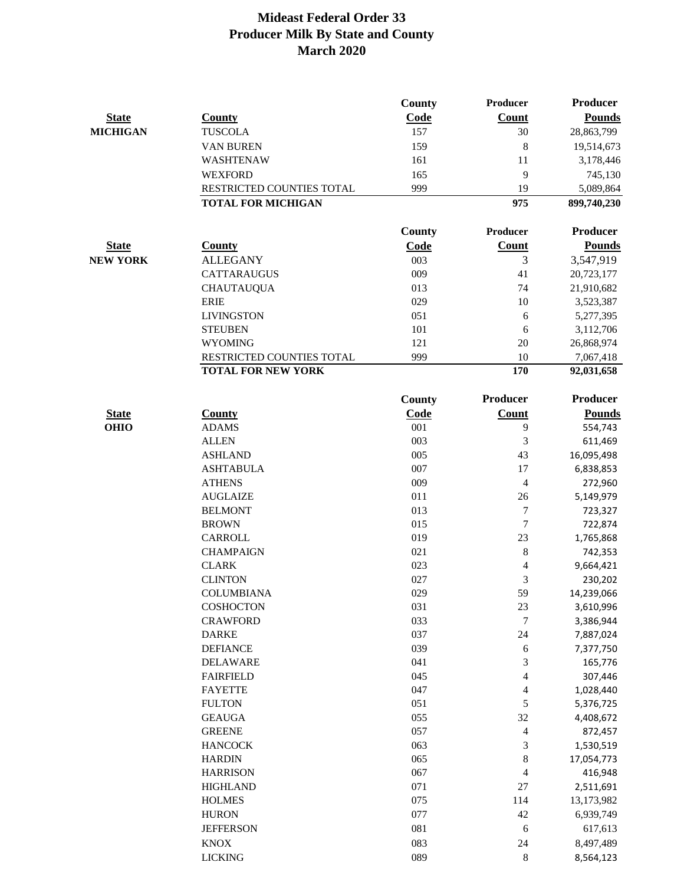# Mideast Federal Order 33
## Producer Milk By State and County
## March 2020

| State | County | County Code | Producer Count | Producer Pounds |
|---|---|---|---|---|
| **MICHIGAN** | TUSCOLA | 157 | 30 | 28,863,799 |
| | VAN BUREN | 159 | 8 | 19,514,673 |
| | WASHTENAW | 161 | 11 | 3,178,446 |
| | WEXFORD | 165 | 9 | 745,130 |
| | RESTRICTED COUNTIES TOTAL | 999 | 19 | 5,089,864 |
| | **TOTAL FOR MICHIGAN** | | **975** | **899,740,230** |

| State | County | County Code | Producer Count | Producer Pounds |
|---|---|---|---|---|
| **NEW YORK** | ALLEGANY | 003 | 3 | 3,547,919 |
| | CATTARAUGUS | 009 | 41 | 20,723,177 |
| | CHAUTAUQUA | 013 | 74 | 21,910,682 |
| | ERIE | 029 | 10 | 3,523,387 |
| | LIVINGSTON | 051 | 6 | 5,277,395 |
| | STEUBEN | 101 | 6 | 3,112,706 |
| | WYOMING | 121 | 20 | 26,868,974 |
| | RESTRICTED COUNTIES TOTAL | 999 | 10 | 7,067,418 |
| | **TOTAL FOR NEW YORK** | | **170** | **92,031,658** |

| State | County | County Code | Producer Count | Producer Pounds |
|---|---|---|---|---|
| **OHIO** | ADAMS | 001 | 9 | 554,743 |
| | ALLEN | 003 | 3 | 611,469 |
| | ASHLAND | 005 | 43 | 16,095,498 |
| | ASHTABULA | 007 | 17 | 6,838,853 |
| | ATHENS | 009 | 4 | 272,960 |
| | AUGLAIZE | 011 | 26 | 5,149,979 |
| | BELMONT | 013 | 7 | 723,327 |
| | BROWN | 015 | 7 | 722,874 |
| | CARROLL | 019 | 23 | 1,765,868 |
| | CHAMPAIGN | 021 | 8 | 742,353 |
| | CLARK | 023 | 4 | 9,664,421 |
| | CLINTON | 027 | 3 | 230,202 |
| | COLUMBIANA | 029 | 59 | 14,239,066 |
| | COSHOCTON | 031 | 23 | 3,610,996 |
| | CRAWFORD | 033 | 7 | 3,386,944 |
| | DARKE | 037 | 24 | 7,887,024 |
| | DEFIANCE | 039 | 6 | 7,377,750 |
| | DELAWARE | 041 | 3 | 165,776 |
| | FAIRFIELD | 045 | 4 | 307,446 |
| | FAYETTE | 047 | 4 | 1,028,440 |
| | FULTON | 051 | 5 | 5,376,725 |
| | GEAUGA | 055 | 32 | 4,408,672 |
| | GREENE | 057 | 4 | 872,457 |
| | HANCOCK | 063 | 3 | 1,530,519 |
| | HARDIN | 065 | 8 | 17,054,773 |
| | HARRISON | 067 | 4 | 416,948 |
| | HIGHLAND | 071 | 27 | 2,511,691 |
| | HOLMES | 075 | 114 | 13,173,982 |
| | HURON | 077 | 42 | 6,939,749 |
| | JEFFERSON | 081 | 6 | 617,613 |
| | KNOX | 083 | 24 | 8,497,489 |
| | LICKING | 089 | 8 | 8,564,123 |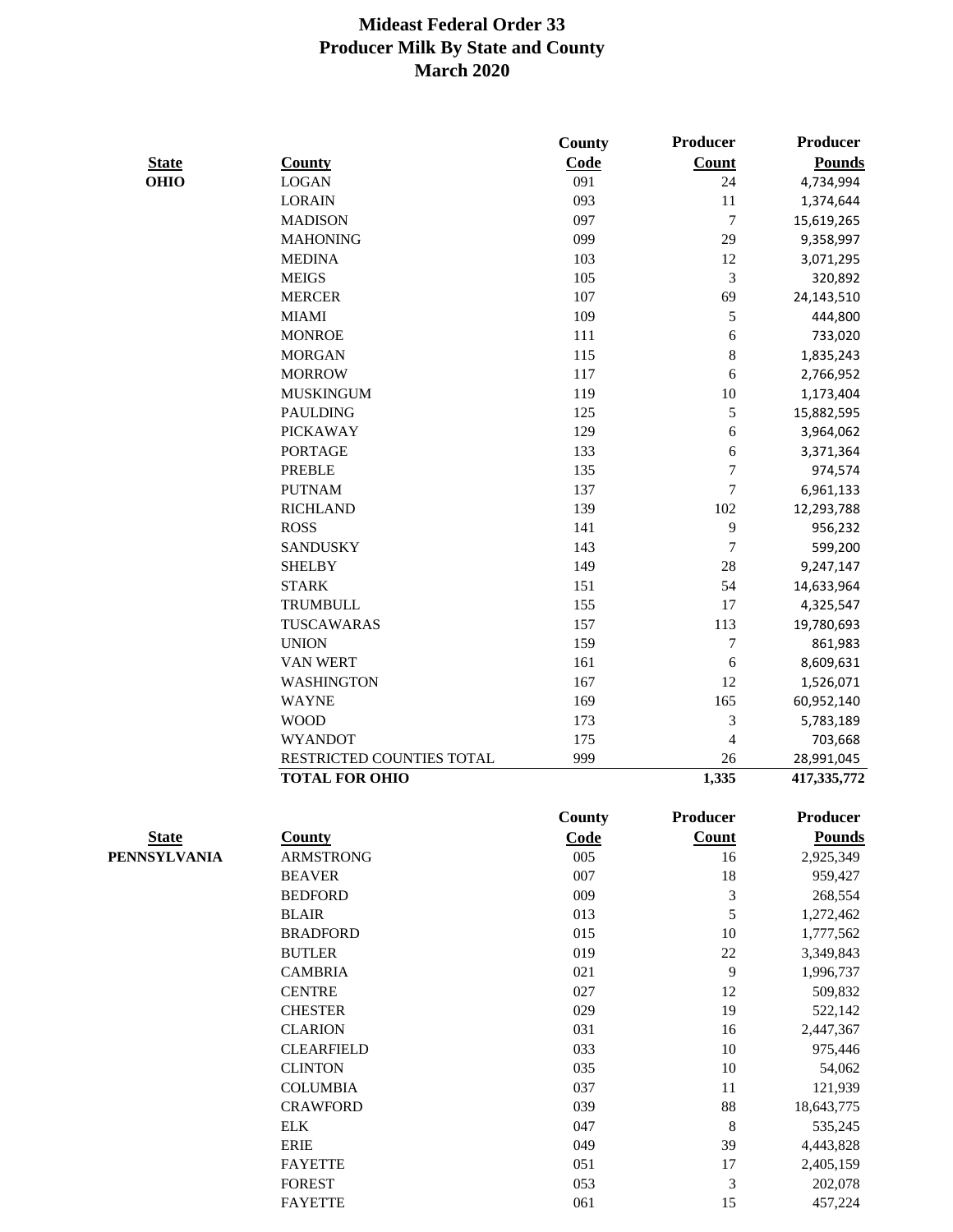# Mideast Federal Order 33
## Producer Milk By State and County
## March 2020

| State | County | County Code | Producer Count | Producer Pounds |
|---|---|---|---|---|
| OHIO | LOGAN | 091 | 24 | 4,734,994 |
| | LORAIN | 093 | 11 | 1,374,644 |
| | MADISON | 097 | 7 | 15,619,265 |
| | MAHONING | 099 | 29 | 9,358,997 |
| | MEDINA | 103 | 12 | 3,071,295 |
| | MEIGS | 105 | 3 | 320,892 |
| | MERCER | 107 | 69 | 24,143,510 |
| | MIAMI | 109 | 5 | 444,800 |
| | MONROE | 111 | 6 | 733,020 |
| | MORGAN | 115 | 8 | 1,835,243 |
| | MORROW | 117 | 6 | 2,766,952 |
| | MUSKINGUM | 119 | 10 | 1,173,404 |
| | PAULDING | 125 | 5 | 15,882,595 |
| | PICKAWAY | 129 | 6 | 3,964,062 |
| | PORTAGE | 133 | 6 | 3,371,364 |
| | PREBLE | 135 | 7 | 974,574 |
| | PUTNAM | 137 | 7 | 6,961,133 |
| | RICHLAND | 139 | 102 | 12,293,788 |
| | ROSS | 141 | 9 | 956,232 |
| | SANDUSKY | 143 | 7 | 599,200 |
| | SHELBY | 149 | 28 | 9,247,147 |
| | STARK | 151 | 54 | 14,633,964 |
| | TRUMBULL | 155 | 17 | 4,325,547 |
| | TUSCAWARAS | 157 | 113 | 19,780,693 |
| | UNION | 159 | 7 | 861,983 |
| | VAN WERT | 161 | 6 | 8,609,631 |
| | WASHINGTON | 167 | 12 | 1,526,071 |
| | WAYNE | 169 | 165 | 60,952,140 |
| | WOOD | 173 | 3 | 5,783,189 |
| | WYANDOT | 175 | 4 | 703,668 |
| | RESTRICTED COUNTIES TOTAL | 999 | 26 | 28,991,045 |
| | **TOTAL FOR OHIO** | | **1,335** | **417,335,772** |

| State | County | County Code | Producer Count | Producer Pounds |
|---|---|---|---|---|
| PENNSYLVANIA | ARMSTRONG | 005 | 16 | 2,925,349 |
| | BEAVER | 007 | 18 | 959,427 |
| | BEDFORD | 009 | 3 | 268,554 |
| | BLAIR | 013 | 5 | 1,272,462 |
| | BRADFORD | 015 | 10 | 1,777,562 |
| | BUTLER | 019 | 22 | 3,349,843 |
| | CAMBRIA | 021 | 9 | 1,996,737 |
| | CENTRE | 027 | 12 | 509,832 |
| | CHESTER | 029 | 19 | 522,142 |
| | CLARION | 031 | 16 | 2,447,367 |
| | CLEARFIELD | 033 | 10 | 975,446 |
| | CLINTON | 035 | 10 | 54,062 |
| | COLUMBIA | 037 | 11 | 121,939 |
| | CRAWFORD | 039 | 88 | 18,643,775 |
| | ELK | 047 | 8 | 535,245 |
| | ERIE | 049 | 39 | 4,443,828 |
| | FAYETTE | 051 | 17 | 2,405,159 |
| | FOREST | 053 | 3 | 202,078 |
| | FAYETTE | 061 | 15 | 457,224 |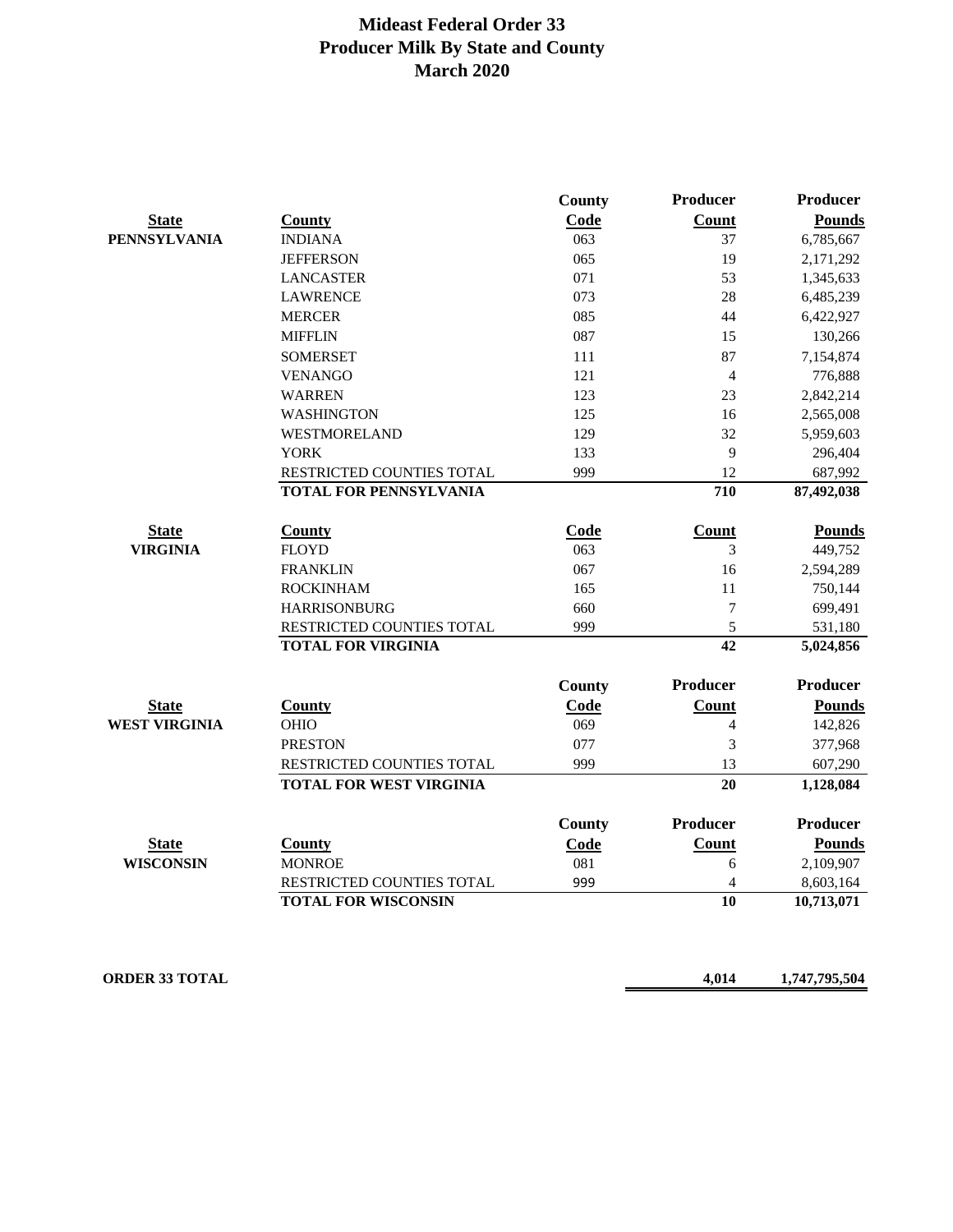# Mideast Federal Order 33
## Producer Milk By State and County
## March 2020

| State | County | County Code | Producer Count | Producer Pounds |
|---|---|---|---|---|
| PENNSYLVANIA | INDIANA | 063 | 37 | 6,785,667 |
| | JEFFERSON | 065 | 19 | 2,171,292 |
| | LANCASTER | 071 | 53 | 1,345,633 |
| | LAWRENCE | 073 | 28 | 6,485,239 |
| | MERCER | 085 | 44 | 6,422,927 |
| | MIFFLIN | 087 | 15 | 130,266 |
| | SOMERSET | 111 | 87 | 7,154,874 |
| | VENANGO | 121 | 4 | 776,888 |
| | WARREN | 123 | 23 | 2,842,214 |
| | WASHINGTON | 125 | 16 | 2,565,008 |
| | WESTMORELAND | 129 | 32 | 5,959,603 |
| | YORK | 133 | 9 | 296,404 |
| | RESTRICTED COUNTIES TOTAL | 999 | 12 | 687,992 |
| | **TOTAL FOR PENNSYLVANIA** | | **710** | **87,492,038** |

| State | County | Code | Count | Pounds |
|---|---|---|---|---|
| VIRGINIA | FLOYD | 063 | 3 | 449,752 |
| | FRANKLIN | 067 | 16 | 2,594,289 |
| | ROCKINHAM | 165 | 11 | 750,144 |
| | HARRISONBURG | 660 | 7 | 699,491 |
| | RESTRICTED COUNTIES TOTAL | 999 | 5 | 531,180 |
| | **TOTAL FOR VIRGINIA** | | **42** | **5,024,856** |

| State | County | County Code | Producer Count | Producer Pounds |
|---|---|---|---|---|
| WEST VIRGINIA | OHIO | 069 | 4 | 142,826 |
| | PRESTON | 077 | 3 | 377,968 |
| | RESTRICTED COUNTIES TOTAL | 999 | 13 | 607,290 |
| | **TOTAL FOR WEST VIRGINIA** | | **20** | **1,128,084** |

| State | County | County Code | Producer Count | Producer Pounds |
|---|---|---|---|---|
| WISCONSIN | MONROE | 081 | 6 | 2,109,907 |
| | RESTRICTED COUNTIES TOTAL | 999 | 4 | 8,603,164 |
| | **TOTAL FOR WISCONSIN** | | **10** | **10,713,071** |

| | | | | |
|---|---|---|---|---|
| **ORDER 33 TOTAL** | | | **4,014** | **1,747,795,504** |